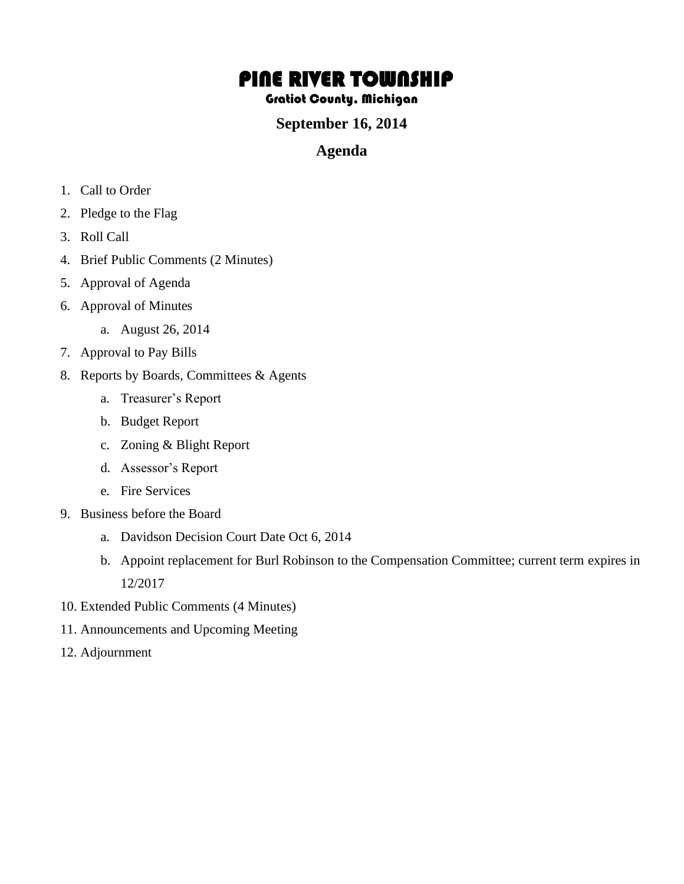# PINE RIVER TOWNSHIP

### Gratiot County, Michigan

### September 16, 2014

## Agenda

1. Call to Order
2. Pledge to the Flag
3. Roll Call
4. Brief Public Comments (2 Minutes)
5. Approval of Agenda
6. Approval of Minutes
    a. August 26, 2014
7. Approval to Pay Bills
8. Reports by Boards, Committees & Agents
    a. Treasurer's Report
    b. Budget Report
    c. Zoning & Blight Report
    d. Assessor's Report
    e. Fire Services
9. Business before the Board
    a. Davidson Decision Court Date Oct 6, 2014
    b. Appoint replacement for Burl Robinson to the Compensation Committee; current term expires in 12/2017
10. Extended Public Comments (4 Minutes)
11. Announcements and Upcoming Meeting
12. Adjournment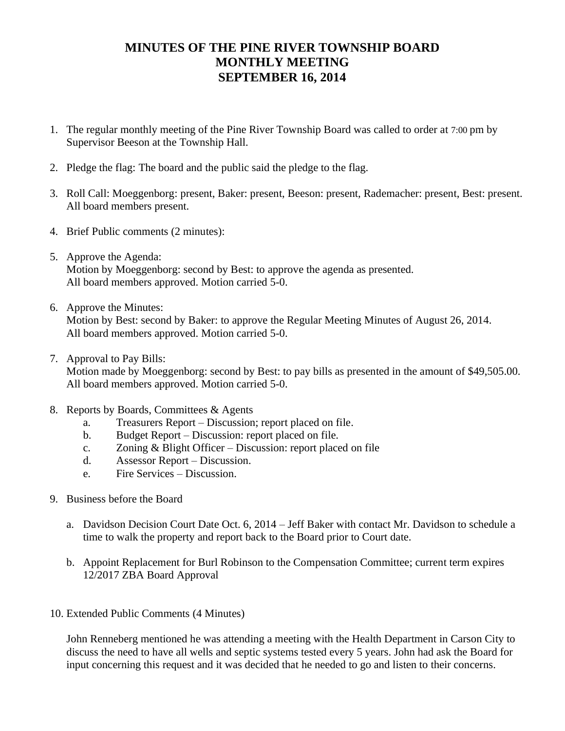# MINUTES OF THE PINE RIVER TOWNSHIP BOARD MONTHLY MEETING SEPTEMBER 16, 2014

1. The regular monthly meeting of the Pine River Township Board was called to order at 7:00 pm by Supervisor Beeson at the Township Hall.

2. Pledge the flag: The board and the public said the pledge to the flag.

3. Roll Call: Moeggenborg: present, Baker: present, Beeson: present, Rademacher: present, Best: present. All board members present.

4. Brief Public comments (2 minutes):

5. Approve the Agenda:
   Motion by Moeggenborg: second by Best: to approve the agenda as presented.
   All board members approved. Motion carried 5-0.

6. Approve the Minutes:
   Motion by Best: second by Baker: to approve the Regular Meeting Minutes of August 26, 2014.
   All board members approved. Motion carried 5-0.

7. Approval to Pay Bills:
   Motion made by Moeggenborg: second by Best: to pay bills as presented in the amount of $49,505.00.
   All board members approved. Motion carried 5-0.

8. Reports by Boards, Committees & Agents
   a. Treasurers Report – Discussion; report placed on file.
   b. Budget Report – Discussion: report placed on file.
   c. Zoning & Blight Officer – Discussion: report placed on file
   d. Assessor Report – Discussion.
   e. Fire Services – Discussion.

9. Business before the Board

   a. Davidson Decision Court Date Oct. 6, 2014 – Jeff Baker with contact Mr. Davidson to schedule a time to walk the property and report back to the Board prior to Court date.

   b. Appoint Replacement for Burl Robinson to the Compensation Committee; current term expires 12/2017 ZBA Board Approval

10. Extended Public Comments (4 Minutes)

    John Renneberg mentioned he was attending a meeting with the Health Department in Carson City to discuss the need to have all wells and septic systems tested every 5 years. John had ask the Board for input concerning this request and it was decided that he needed to go and listen to their concerns.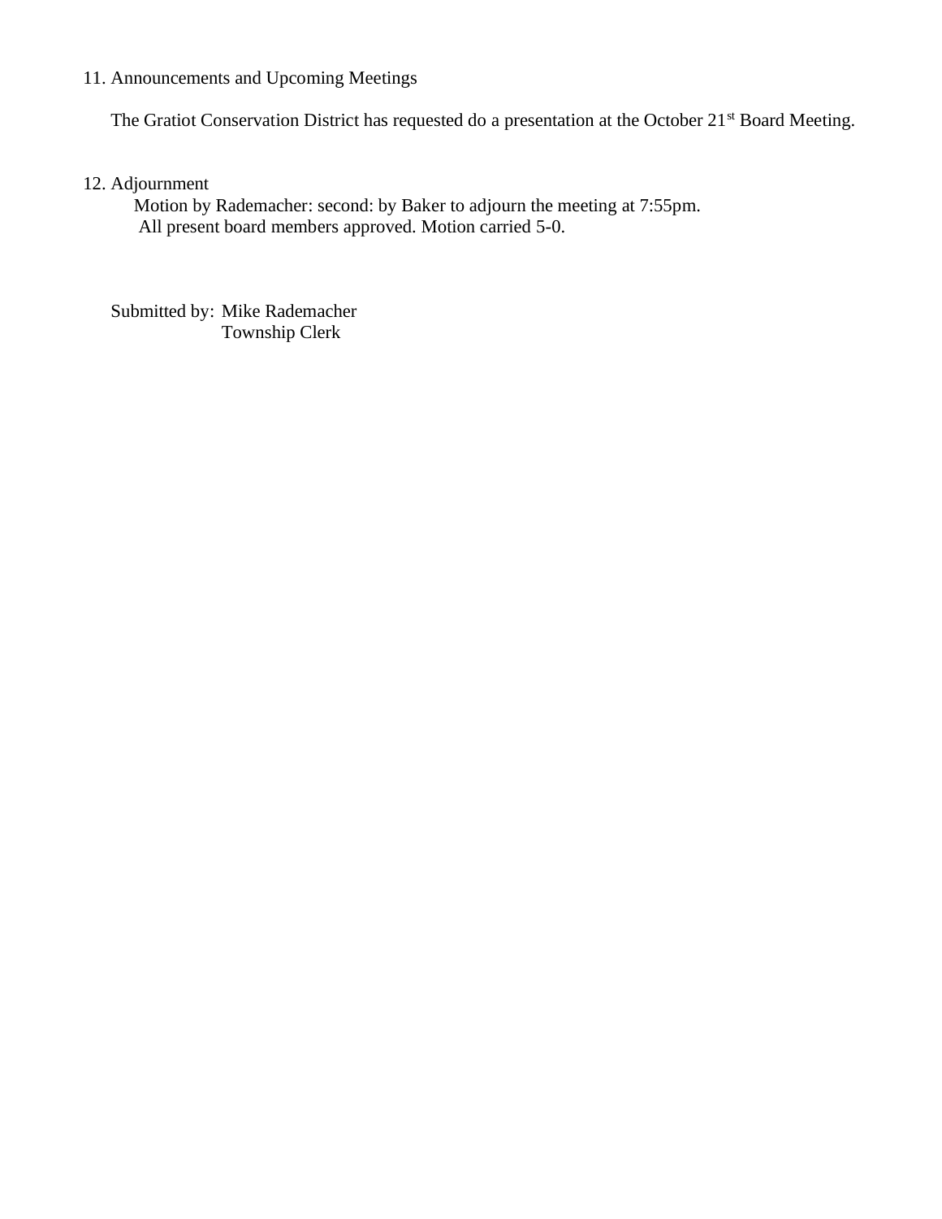11. Announcements and Upcoming Meetings

    The Gratiot Conservation District has requested do a presentation at the October 21st Board Meeting.

12. Adjournment

    Motion by Rademacher: second: by Baker to adjourn the meeting at 7:55pm.
    All present board members approved. Motion carried 5-0.

Submitted by: Mike Rademacher
Township Clerk